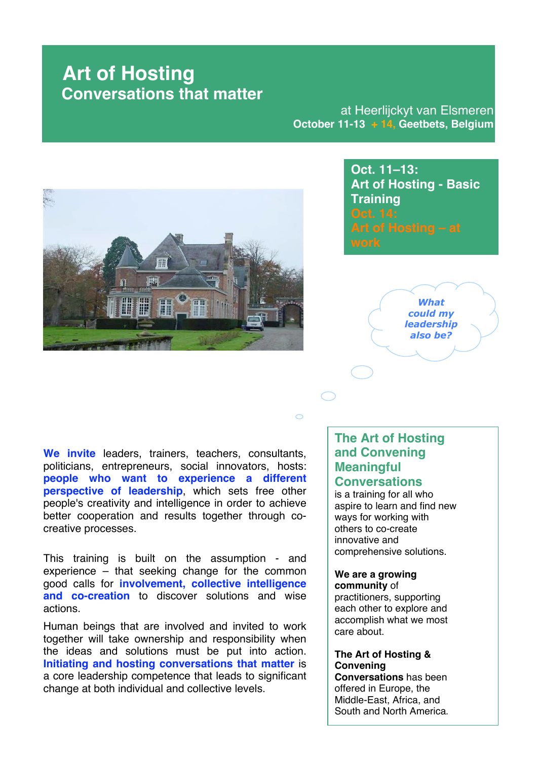# Art of Hosting

## Conversations that matter

at Heerlijckyt van Elsmeren
**October 11-13 + 14, Geetbets, Belgium**

**Oct. 11–13:**
**Art of Hosting - Basic Training**
**Oct. 14:**
**Art of Hosting – at work**

***What could my leadership also be?***

**We invite** leaders, trainers, teachers, consultants, politicians, entrepreneurs, social innovators, hosts: **people who want to experience a different perspective of leadership**, which sets free other people's creativity and intelligence in order to achieve better cooperation and results together through co-creative processes.

This training is built on the assumption - and experience – that seeking change for the common good calls for **involvement, collective intelligence and co-creation** to discover solutions and wise actions.

Human beings that are involved and invited to work together will take ownership and responsibility when the ideas and solutions must be put into action. **Initiating and hosting conversations that matter** is a core leadership competence that leads to significant change at both individual and collective levels.

## The Art of Hosting and Convening Meaningful Conversations

is a training for all who aspire to learn and find new ways for working with others to co-create innovative and comprehensive solutions.

**We are a growing community** of practitioners, supporting each other to explore and accomplish what we most care about.

**The Art of Hosting & Convening Conversations** has been offered in Europe, the Middle-East, Africa, and South and North America.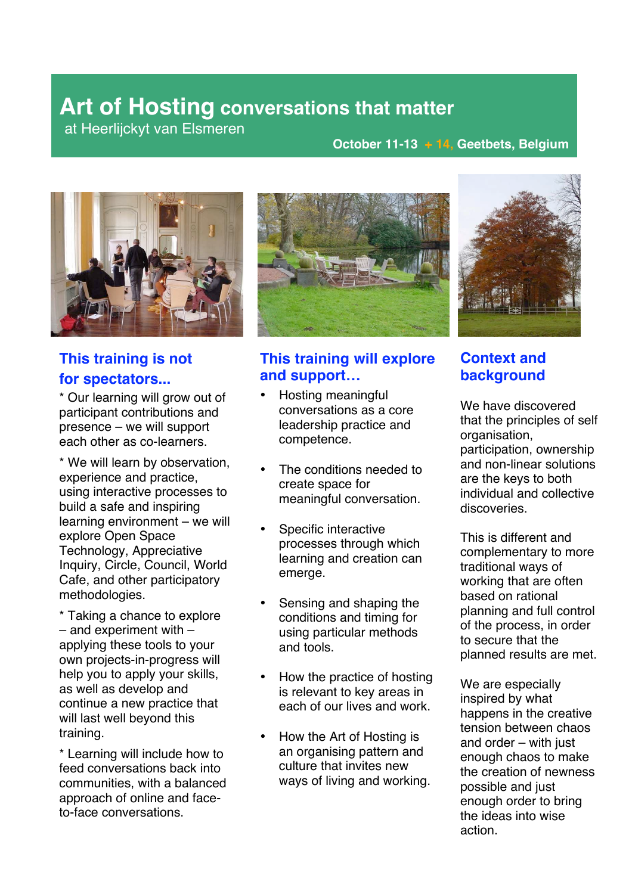# Art of Hosting conversations that matter

at Heerlijckyt van Elsmeren

**October 11-13 + 14, Geetbets, Belgium**

## This training is not for spectators...

* Our learning will grow out of participant contributions and presence – we will support each other as co-learners.

* We will learn by observation, experience and practice, using interactive processes to build a safe and inspiring learning environment – we will explore Open Space Technology, Appreciative Inquiry, Circle, Council, World Cafe, and other participatory methodologies.

* Taking a chance to explore – and experiment with – applying these tools to your own projects-in-progress will help you to apply your skills, as well as develop and continue a new practice that will last well beyond this training.

* Learning will include how to feed conversations back into communities, with a balanced approach of online and face-to-face conversations.

## This training will explore and support…

- Hosting meaningful conversations as a core leadership practice and competence.
- The conditions needed to create space for meaningful conversation.
- Specific interactive processes through which learning and creation can emerge.
- Sensing and shaping the conditions and timing for using particular methods and tools.
- How the practice of hosting is relevant to key areas in each of our lives and work.
- How the Art of Hosting is an organising pattern and culture that invites new ways of living and working.

## Context and background

We have discovered that the principles of self organisation, participation, ownership and non-linear solutions are the keys to both individual and collective discoveries.

This is different and complementary to more traditional ways of working that are often based on rational planning and full control of the process, in order to secure that the planned results are met.

We are especially inspired by what happens in the creative tension between chaos and order – with just enough chaos to make the creation of newness possible and just enough order to bring the ideas into wise action.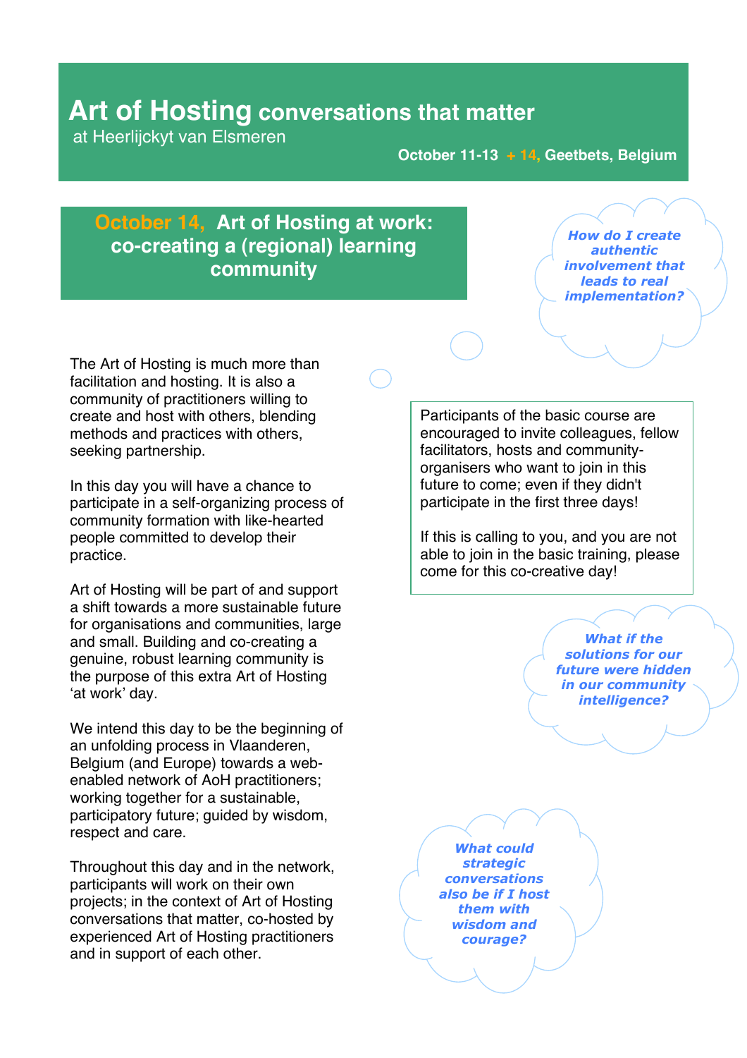# Art of Hosting conversations that matter

at Heerlijckyt van Elsmeren

**October 11-13 + 14, Geetbets, Belgium**

## October 14, Art of Hosting at work: co-creating a (regional) learning community

***How do I create authentic involvement that leads to real implementation?***

The Art of Hosting is much more than facilitation and hosting. It is also a community of practitioners willing to create and host with others, blending methods and practices with others, seeking partnership.

In this day you will have a chance to participate in a self-organizing process of community formation with like-hearted people committed to develop their practice.

Art of Hosting will be part of and support a shift towards a more sustainable future for organisations and communities, large and small. Building and co-creating a genuine, robust learning community is the purpose of this extra Art of Hosting 'at work' day.

We intend this day to be the beginning of an unfolding process in Vlaanderen, Belgium (and Europe) towards a web-enabled network of AoH practitioners; working together for a sustainable, participatory future; guided by wisdom, respect and care.

Throughout this day and in the network, participants will work on their own projects; in the context of Art of Hosting conversations that matter, co-hosted by experienced Art of Hosting practitioners and in support of each other.

> Participants of the basic course are encouraged to invite colleagues, fellow facilitators, hosts and community-organisers who want to join in this future to come; even if they didn't participate in the first three days!
>
> If this is calling to you, and you are not able to join in the basic training, please come for this co-creative day!

***What if the solutions for our future were hidden in our community intelligence?***

***What could strategic conversations also be if I host them with wisdom and courage?***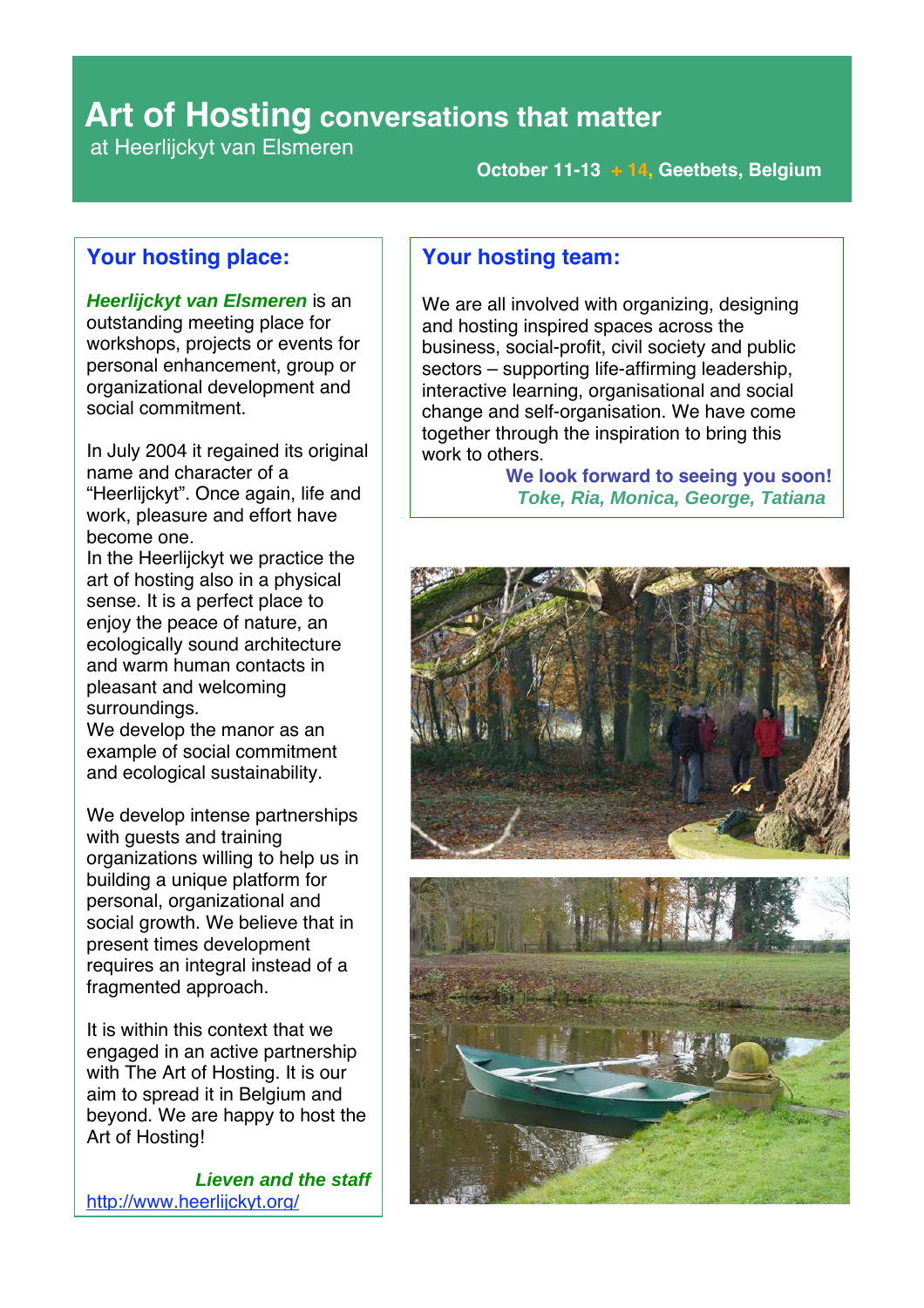# Art of Hosting conversations that matter

at Heerlijckyt van Elsmeren

**October 11-13 + 14, Geetbets, Belgium**

## Your hosting place:

***Heerlijckyt van Elsmeren*** is an outstanding meeting place for workshops, projects or events for personal enhancement, group or organizational development and social commitment.

In July 2004 it regained its original name and character of a "Heerlijckyt". Once again, life and work, pleasure and effort have become one.
In the Heerlijckyt we practice the art of hosting also in a physical sense. It is a perfect place to enjoy the peace of nature, an ecologically sound architecture and warm human contacts in pleasant and welcoming surroundings.
We develop the manor as an example of social commitment and ecological sustainability.

We develop intense partnerships with guests and training organizations willing to help us in building a unique platform for personal, organizational and social growth. We believe that in present times development requires an integral instead of a fragmented approach.

It is within this context that we engaged in an active partnership with The Art of Hosting. It is our aim to spread it in Belgium and beyond. We are happy to host the Art of Hosting!

***Lieven and the staff***
http://www.heerlijckyt.org/

## Your hosting team:

We are all involved with organizing, designing and hosting inspired spaces across the business, social-profit, civil society and public sectors – supporting life-affirming leadership, interactive learning, organisational and social change and self-organisation. We have come together through the inspiration to bring this work to others.

**We look forward to seeing you soon!**
***Toke, Ria, Monica, George, Tatiana***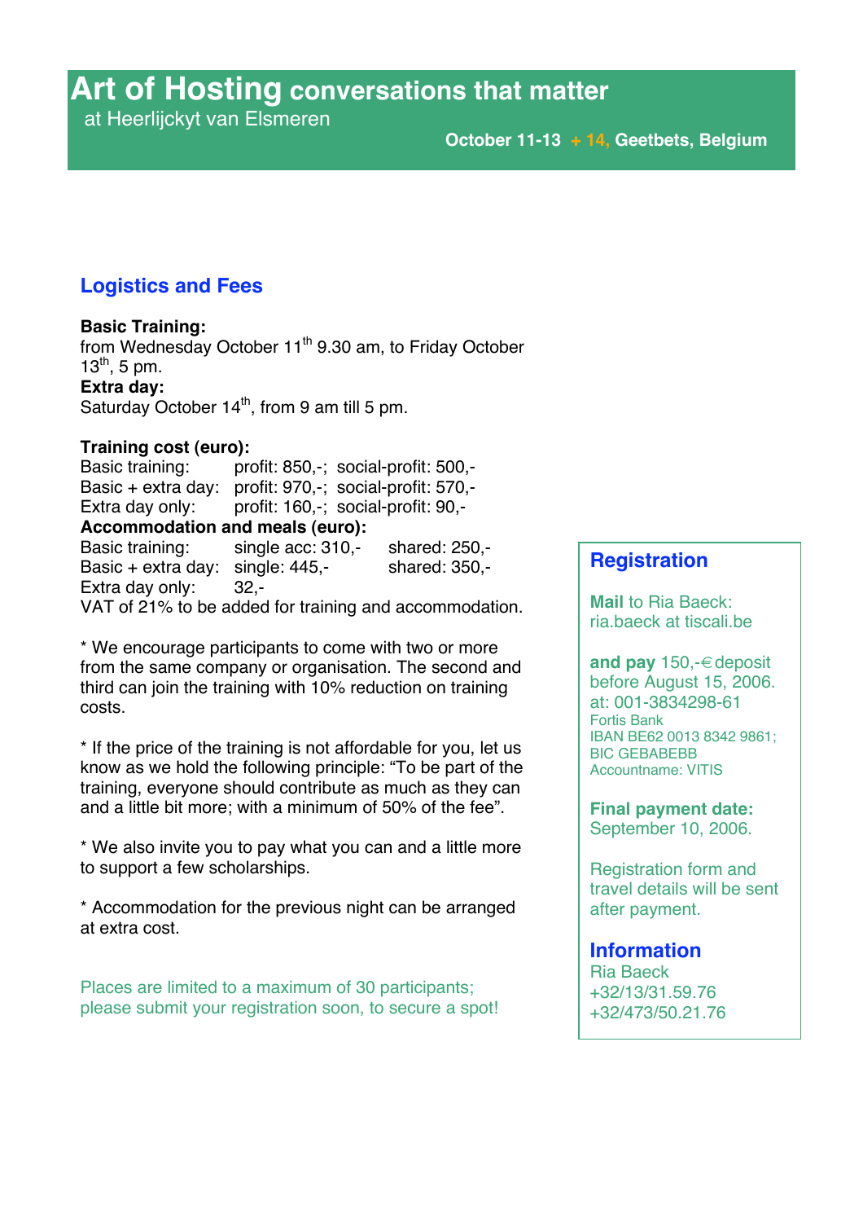# Art of Hosting conversations that matter

at Heerlijckyt van Elsmeren

**October 11-13 + 14, Geetbets, Belgium**

## Logistics and Fees

**Basic Training:**
from Wednesday October 11th 9.30 am, to Friday October 13th, 5 pm.

**Extra day:**
Saturday October 14th, from 9 am till 5 pm.

**Training cost (euro):**

| | | |
|---|---|---|
| Basic training: | profit: 850,-; | social-profit: 500,- |
| Basic + extra day: | profit: 970,-; | social-profit: 570,- |
| Extra day only: | profit: 160,-; | social-profit: 90,- |

**Accommodation and meals (euro):**

| | | |
|---|---|---|
| Basic training: | single acc: 310,- | shared: 250,- |
| Basic + extra day: | single: 445,- | shared: 350,- |
| Extra day only: | 32,- | |

VAT of 21% to be added for training and accommodation.

* We encourage participants to come with two or more from the same company or organisation. The second and third can join the training with 10% reduction on training costs.

* If the price of the training is not affordable for you, let us know as we hold the following principle: "To be part of the training, everyone should contribute as much as they can and a little bit more; with a minimum of 50% of the fee".

* We also invite you to pay what you can and a little more to support a few scholarships.

* Accommodation for the previous night can be arranged at extra cost.

Places are limited to a maximum of 30 participants; please submit your registration soon, to secure a spot!

## Registration

**Mail** to Ria Baeck:
ria.baeck at tiscali.be

**and pay** 150,-€ deposit before August 15, 2006.
at: 001-3834298-61
Fortis Bank
IBAN BE62 0013 8342 9861;
BIC GEBABEBB
Accountname: VITIS

**Final payment date:**
September 10, 2006.

Registration form and travel details will be sent after payment.

## Information

Ria Baeck
+32/13/31.59.76
+32/473/50.21.76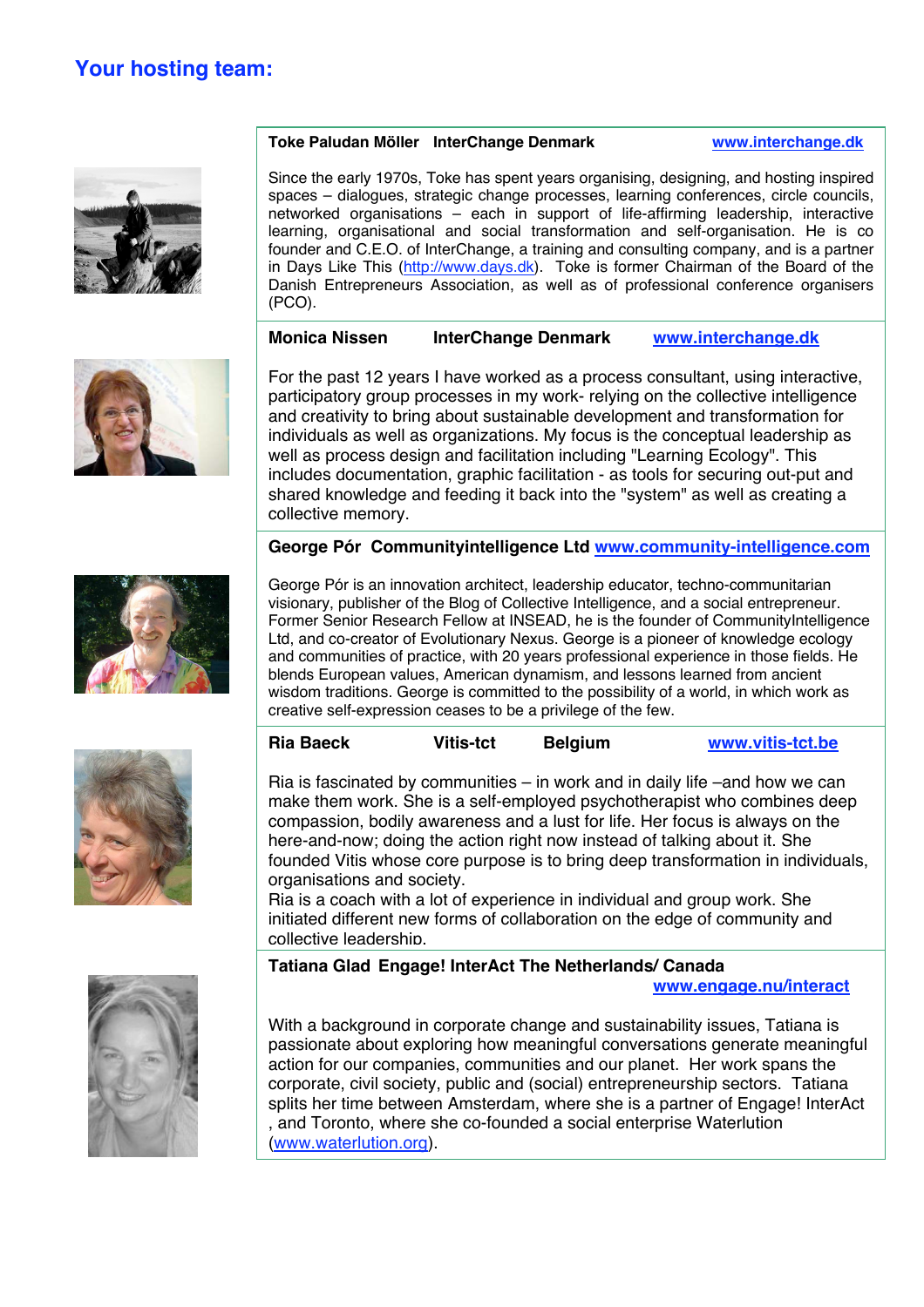## Your hosting team:

**Toke Paludan Möller InterChange Denmark** www.interchange.dk

Since the early 1970s, Toke has spent years organising, designing, and hosting inspired spaces – dialogues, strategic change processes, learning conferences, circle councils, networked organisations – each in support of life-affirming leadership, interactive learning, organisational and social transformation and self-organisation. He is co founder and C.E.O. of InterChange, a training and consulting company, and is a partner in Days Like This (http://www.days.dk). Toke is former Chairman of the Board of the Danish Entrepreneurs Association, as well as of professional conference organisers (PCO).

**Monica Nissen InterChange Denmark** www.interchange.dk

For the past 12 years I have worked as a process consultant, using interactive, participatory group processes in my work- relying on the collective intelligence and creativity to bring about sustainable development and transformation for individuals as well as organizations. My focus is the conceptual leadership as well as process design and facilitation including "Learning Ecology". This includes documentation, graphic facilitation - as tools for securing out-put and shared knowledge and feeding it back into the "system" as well as creating a collective memory.

**George Pór Communityintelligence Ltd** www.community-intelligence.com

George Pór is an innovation architect, leadership educator, techno-communitarian visionary, publisher of the Blog of Collective Intelligence, and a social entrepreneur. Former Senior Research Fellow at INSEAD, he is the founder of CommunityIntelligence Ltd, and co-creator of Evolutionary Nexus. George is a pioneer of knowledge ecology and communities of practice, with 20 years professional experience in those fields. He blends European values, American dynamism, and lessons learned from ancient wisdom traditions. George is committed to the possibility of a world, in which work as creative self-expression ceases to be a privilege of the few.

**Ria Baeck Vitis-tct Belgium** www.vitis-tct.be

Ria is fascinated by communities – in work and in daily life –and how we can make them work. She is a self-employed psychotherapist who combines deep compassion, bodily awareness and a lust for life. Her focus is always on the here-and-now; doing the action right now instead of talking about it. She founded Vitis whose core purpose is to bring deep transformation in individuals, organisations and society.
Ria is a coach with a lot of experience in individual and group work. She initiated different new forms of collaboration on the edge of community and collective leadership.

**Tatiana Glad Engage! InterAct The Netherlands/ Canada** www.engage.nu/interact

With a background in corporate change and sustainability issues, Tatiana is passionate about exploring how meaningful conversations generate meaningful action for our companies, communities and our planet. Her work spans the corporate, civil society, public and (social) entrepreneurship sectors. Tatiana splits her time between Amsterdam, where she is a partner of Engage! InterAct , and Toronto, where she co-founded a social enterprise Waterlution (www.waterlution.org).